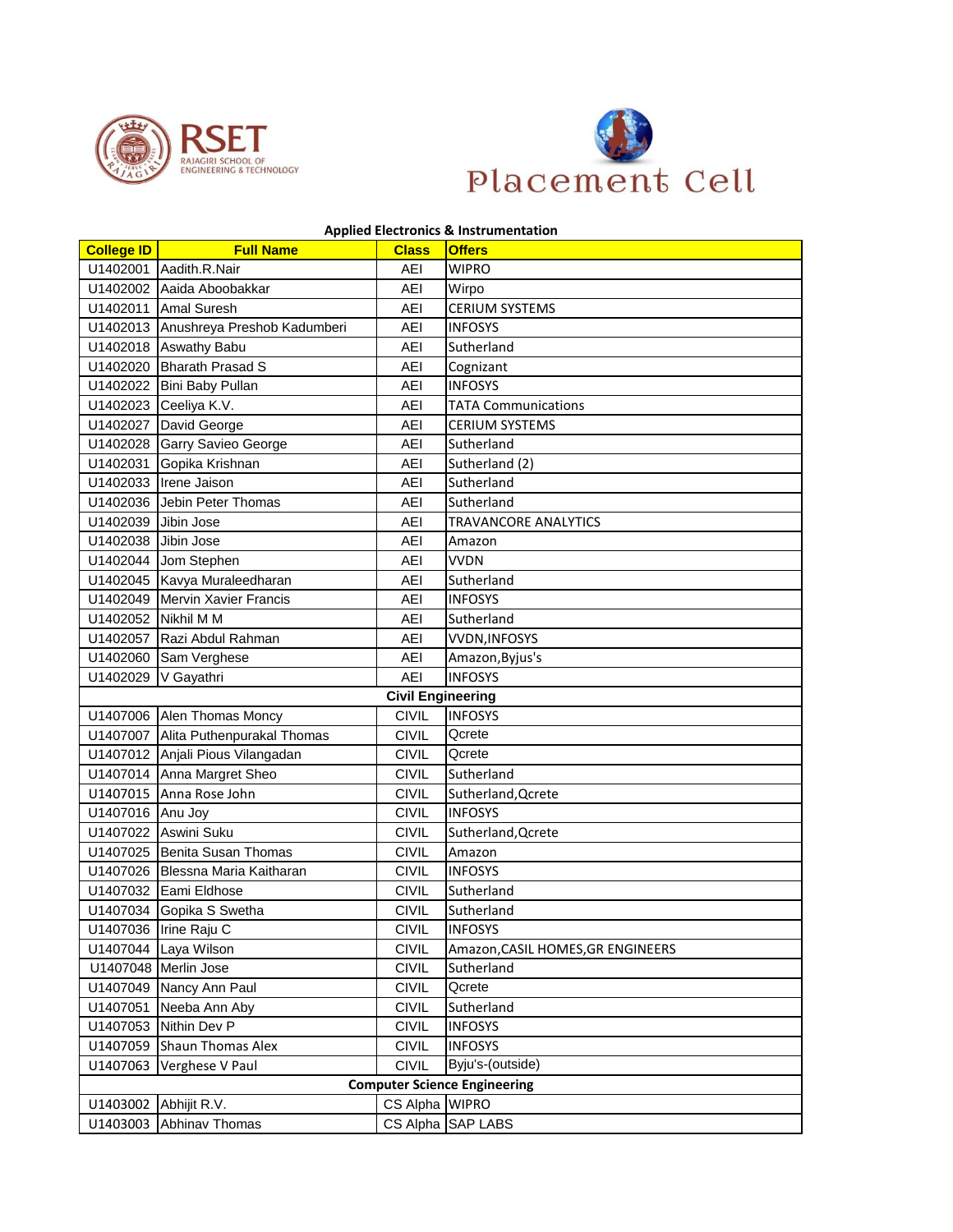RSET
RAJAGIRI SCHOOL OF ENGINEERING & TECHNOLOGY

Placement Cell

| College ID | Full Name | Class | Offers |
|---|---|---|---|
| **Applied Electronics & Instrumentation** | | | |
| U1402001 | Aadith.R.Nair | AEI | WIPRO |
| U1402002 | Aaida Aboobakkar | AEI | Wirpo |
| U1402011 | Amal Suresh | AEI | CERIUM SYSTEMS |
| U1402013 | Anushreya Preshob Kadumberi | AEI | INFOSYS |
| U1402018 | Aswathy Babu | AEI | Sutherland |
| U1402020 | Bharath Prasad S | AEI | Cognizant |
| U1402022 | Bini Baby Pullan | AEI | INFOSYS |
| U1402023 | Ceeliya K.V. | AEI | TATA Communications |
| U1402027 | David George | AEI | CERIUM SYSTEMS |
| U1402028 | Garry Savieo George | AEI | Sutherland |
| U1402031 | Gopika Krishnan | AEI | Sutherland (2) |
| U1402033 | Irene Jaison | AEI | Sutherland |
| U1402036 | Jebin Peter Thomas | AEI | Sutherland |
| U1402039 | Jibin Jose | AEI | TRAVANCORE ANALYTICS |
| U1402038 | Jibin Jose | AEI | Amazon |
| U1402044 | Jom Stephen | AEI | VVDN |
| U1402045 | Kavya Muraleedharan | AEI | Sutherland |
| U1402049 | Mervin Xavier Francis | AEI | INFOSYS |
| U1402052 | Nikhil M M | AEI | Sutherland |
| U1402057 | Razi Abdul Rahman | AEI | VVDN,INFOSYS |
| U1402060 | Sam Verghese | AEI | Amazon,Byjus's |
| U1402029 | V Gayathri | AEI | INFOSYS |
| **Civil Engineering** | | | |
| U1407006 | Alen Thomas Moncy | CIVIL | INFOSYS |
| U1407007 | Alita Puthenpurakal Thomas | CIVIL | Qcrete |
| U1407012 | Anjali Pious Vilangadan | CIVIL | Qcrete |
| U1407014 | Anna Margret Sheo | CIVIL | Sutherland |
| U1407015 | Anna Rose John | CIVIL | Sutherland,Qcrete |
| U1407016 | Anu Joy | CIVIL | INFOSYS |
| U1407022 | Aswini Suku | CIVIL | Sutherland,Qcrete |
| U1407025 | Benita Susan Thomas | CIVIL | Amazon |
| U1407026 | Blessna Maria Kaitharan | CIVIL | INFOSYS |
| U1407032 | Eami Eldhose | CIVIL | Sutherland |
| U1407034 | Gopika S Swetha | CIVIL | Sutherland |
| U1407036 | Irine Raju C | CIVIL | INFOSYS |
| U1407044 | Laya Wilson | CIVIL | Amazon,CASIL HOMES,GR ENGINEERS |
| U1407048 | Merlin Jose | CIVIL | Sutherland |
| U1407049 | Nancy Ann Paul | CIVIL | Qcrete |
| U1407051 | Neeba Ann Aby | CIVIL | Sutherland |
| U1407053 | Nithin Dev P | CIVIL | INFOSYS |
| U1407059 | Shaun Thomas Alex | CIVIL | INFOSYS |
| U1407063 | Verghese V Paul | CIVIL | Byju's-(outside) |
| **Computer Science Engineering** | | | |
| U1403002 | Abhijit R.V. | CS Alpha | WIPRO |
| U1403003 | Abhinav Thomas | CS Alpha | SAP LABS |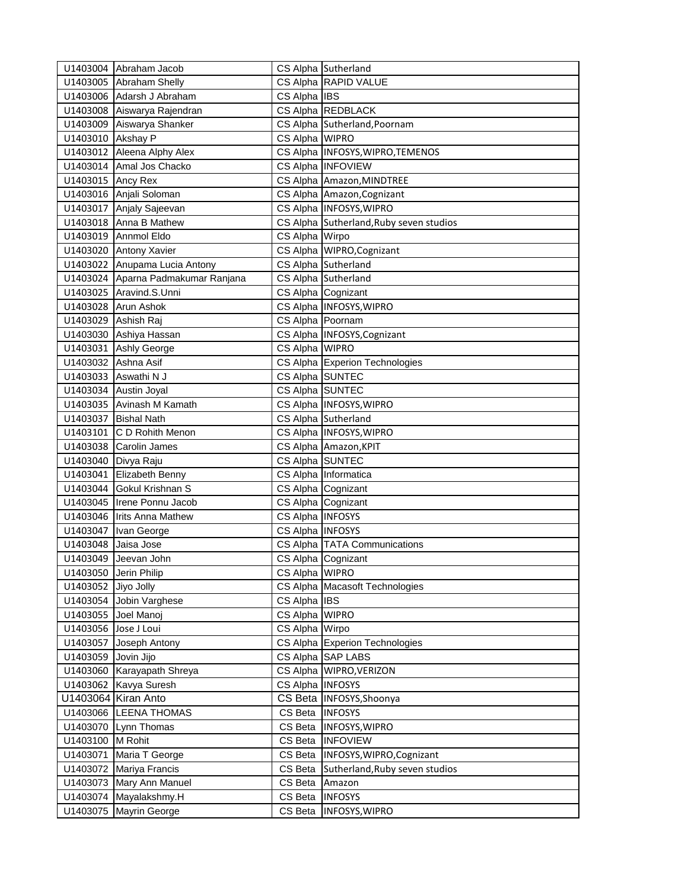| | | | |
|---|---|---|---|
| U1403004 | Abraham Jacob | CS Alpha | Sutherland |
| U1403005 | Abraham Shelly | CS Alpha | RAPID VALUE |
| U1403006 | Adarsh J Abraham | CS Alpha | IBS |
| U1403008 | Aiswarya Rajendran | CS Alpha | REDBLACK |
| U1403009 | Aiswarya Shanker | CS Alpha | Sutherland,Poornam |
| U1403010 | Akshay P | CS Alpha | WIPRO |
| U1403012 | Aleena Alphy Alex | CS Alpha | INFOSYS,WIPRO,TEMENOS |
| U1403014 | Amal Jos Chacko | CS Alpha | INFOVIEW |
| U1403015 | Ancy Rex | CS Alpha | Amazon,MINDTREE |
| U1403016 | Anjali Soloman | CS Alpha | Amazon,Cognizant |
| U1403017 | Anjaly Sajeevan | CS Alpha | INFOSYS,WIPRO |
| U1403018 | Anna B Mathew | CS Alpha | Sutherland,Ruby seven studios |
| U1403019 | Annmol Eldo | CS Alpha | Wirpo |
| U1403020 | Antony Xavier | CS Alpha | WIPRO,Cognizant |
| U1403022 | Anupama Lucia Antony | CS Alpha | Sutherland |
| U1403024 | Aparna Padmakumar Ranjana | CS Alpha | Sutherland |
| U1403025 | Aravind.S.Unni | CS Alpha | Cognizant |
| U1403028 | Arun Ashok | CS Alpha | INFOSYS,WIPRO |
| U1403029 | Ashish Raj | CS Alpha | Poornam |
| U1403030 | Ashiya Hassan | CS Alpha | INFOSYS,Cognizant |
| U1403031 | Ashly George | CS Alpha | WIPRO |
| U1403032 | Ashna Asif | CS Alpha | Experion Technologies |
| U1403033 | Aswathi N J | CS Alpha | SUNTEC |
| U1403034 | Austin Joyal | CS Alpha | SUNTEC |
| U1403035 | Avinash M Kamath | CS Alpha | INFOSYS,WIPRO |
| U1403037 | Bishal Nath | CS Alpha | Sutherland |
| U1403101 | C D Rohith Menon | CS Alpha | INFOSYS,WIPRO |
| U1403038 | Carolin James | CS Alpha | Amazon,KPIT |
| U1403040 | Divya Raju | CS Alpha | SUNTEC |
| U1403041 | Elizabeth Benny | CS Alpha | Informatica |
| U1403044 | Gokul Krishnan S | CS Alpha | Cognizant |
| U1403045 | Irene Ponnu Jacob | CS Alpha | Cognizant |
| U1403046 | Irits Anna Mathew | CS Alpha | INFOSYS |
| U1403047 | Ivan George | CS Alpha | INFOSYS |
| U1403048 | Jaisa Jose | CS Alpha | TATA Communications |
| U1403049 | Jeevan John | CS Alpha | Cognizant |
| U1403050 | Jerin Philip | CS Alpha | WIPRO |
| U1403052 | Jiyo Jolly | CS Alpha | Macasoft Technologies |
| U1403054 | Jobin Varghese | CS Alpha | IBS |
| U1403055 | Joel Manoj | CS Alpha | WIPRO |
| U1403056 | Jose J Loui | CS Alpha | Wirpo |
| U1403057 | Joseph Antony | CS Alpha | Experion Technologies |
| U1403059 | Jovin Jijo | CS Alpha | SAP LABS |
| U1403060 | Karayapath Shreya | CS Alpha | WIPRO,VERIZON |
| U1403062 | Kavya Suresh | CS Alpha | INFOSYS |
| U1403064 | Kiran Anto | CS Beta | INFOSYS,Shoonya |
| U1403066 | LEENA THOMAS | CS Beta | INFOSYS |
| U1403070 | Lynn Thomas | CS Beta | INFOSYS,WIPRO |
| U1403100 | M Rohit | CS Beta | INFOVIEW |
| U1403071 | Maria T George | CS Beta | INFOSYS,WIPRO,Cognizant |
| U1403072 | Mariya Francis | CS Beta | Sutherland,Ruby seven studios |
| U1403073 | Mary Ann Manuel | CS Beta | Amazon |
| U1403074 | Mayalakshmy.H | CS Beta | INFOSYS |
| U1403075 | Mayrin George | CS Beta | INFOSYS,WIPRO |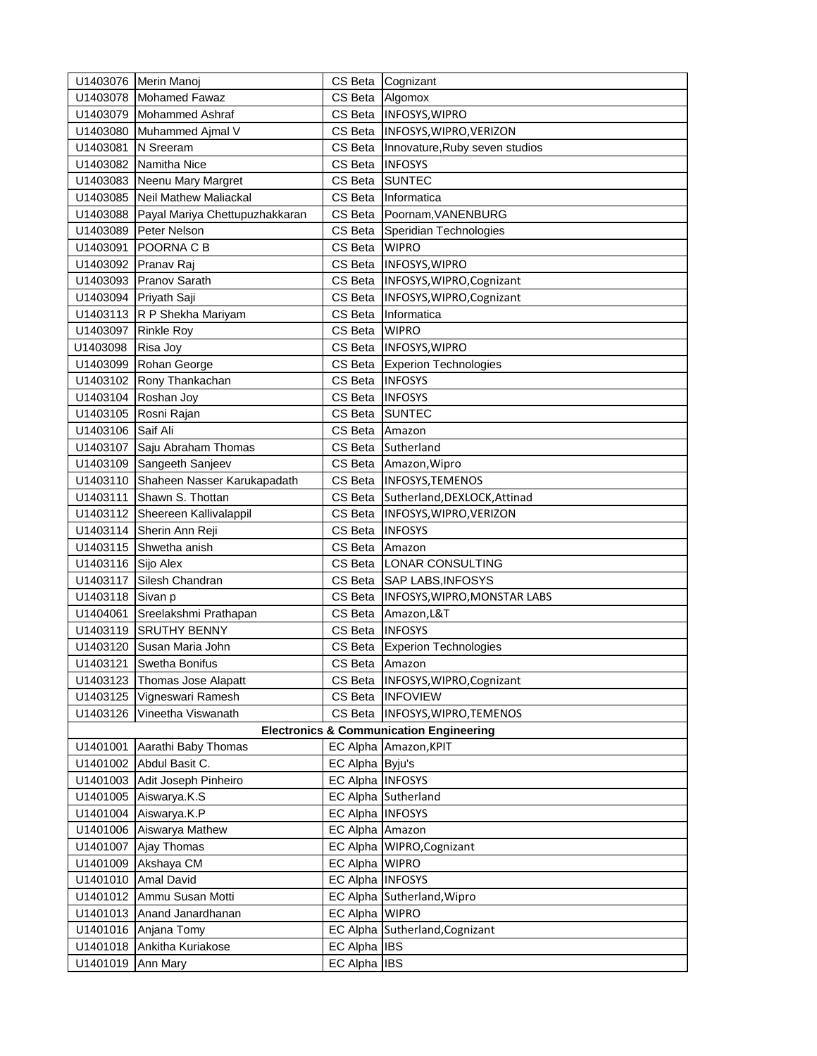| | | | |
|---|---|---|---|
| U1403076 | Merin Manoj | CS Beta | Cognizant |
| U1403078 | Mohamed Fawaz | CS Beta | Algomox |
| U1403079 | Mohammed Ashraf | CS Beta | INFOSYS,WIPRO |
| U1403080 | Muhammed Ajmal V | CS Beta | INFOSYS,WIPRO,VERIZON |
| U1403081 | N Sreeram | CS Beta | Innovature,Ruby seven studios |
| U1403082 | Namitha Nice | CS Beta | INFOSYS |
| U1403083 | Neenu Mary Margret | CS Beta | SUNTEC |
| U1403085 | Neil Mathew Maliackal | CS Beta | Informatica |
| U1403088 | Payal Mariya Chettupuzhakkaran | CS Beta | Poornam,VANENBURG |
| U1403089 | Peter Nelson | CS Beta | Speridian Technologies |
| U1403091 | POORNA C B | CS Beta | WIPRO |
| U1403092 | Pranav Raj | CS Beta | INFOSYS,WIPRO |
| U1403093 | Pranov Sarath | CS Beta | INFOSYS,WIPRO,Cognizant |
| U1403094 | Priyath Saji | CS Beta | INFOSYS,WIPRO,Cognizant |
| U1403113 | R P Shekha Mariyam | CS Beta | Informatica |
| U1403097 | Rinkle Roy | CS Beta | WIPRO |
| U1403098 | Risa Joy | CS Beta | INFOSYS,WIPRO |
| U1403099 | Rohan George | CS Beta | Experion Technologies |
| U1403102 | Rony Thankachan | CS Beta | INFOSYS |
| U1403104 | Roshan Joy | CS Beta | INFOSYS |
| U1403105 | Rosni Rajan | CS Beta | SUNTEC |
| U1403106 | Saif Ali | CS Beta | Amazon |
| U1403107 | Saju Abraham Thomas | CS Beta | Sutherland |
| U1403109 | Sangeeth Sanjeev | CS Beta | Amazon,Wipro |
| U1403110 | Shaheen Nasser Karukapadath | CS Beta | INFOSYS,TEMENOS |
| U1403111 | Shawn S. Thottan | CS Beta | Sutherland,DEXLOCK,Attinad |
| U1403112 | Sheereen Kallivalappil | CS Beta | INFOSYS,WIPRO,VERIZON |
| U1403114 | Sherin Ann Reji | CS Beta | INFOSYS |
| U1403115 | Shwetha anish | CS Beta | Amazon |
| U1403116 | Sijo Alex | CS Beta | LONAR CONSULTING |
| U1403117 | Silesh Chandran | CS Beta | SAP LABS,INFOSYS |
| U1403118 | Sivan p | CS Beta | INFOSYS,WIPRO,MONSTAR LABS |
| U1404061 | Sreelakshmi Prathapan | CS Beta | Amazon,L&T |
| U1403119 | SRUTHY BENNY | CS Beta | INFOSYS |
| U1403120 | Susan Maria John | CS Beta | Experion Technologies |
| U1403121 | Swetha Bonifus | CS Beta | Amazon |
| U1403123 | Thomas Jose Alapatt | CS Beta | INFOSYS,WIPRO,Cognizant |
| U1403125 | Vigneswari Ramesh | CS Beta | INFOVIEW |
| U1403126 | Vineetha Viswanath | CS Beta | INFOSYS,WIPRO,TEMENOS |
| **Electronics & Communication Engineering** | | | |
| U1401001 | Aarathi Baby Thomas | EC Alpha | Amazon,KPIT |
| U1401002 | Abdul Basit C. | EC Alpha | Byju's |
| U1401003 | Adit Joseph Pinheiro | EC Alpha | INFOSYS |
| U1401005 | Aiswarya.K.S | EC Alpha | Sutherland |
| U1401004 | Aiswarya.K.P | EC Alpha | INFOSYS |
| U1401006 | Aiswarya Mathew | EC Alpha | Amazon |
| U1401007 | Ajay Thomas | EC Alpha | WIPRO,Cognizant |
| U1401009 | Akshaya CM | EC Alpha | WIPRO |
| U1401010 | Amal David | EC Alpha | INFOSYS |
| U1401012 | Ammu Susan Motti | EC Alpha | Sutherland,Wipro |
| U1401013 | Anand Janardhanan | EC Alpha | WIPRO |
| U1401016 | Anjana Tomy | EC Alpha | Sutherland,Cognizant |
| U1401018 | Ankitha Kuriakose | EC Alpha | IBS |
| U1401019 | Ann Mary | EC Alpha | IBS |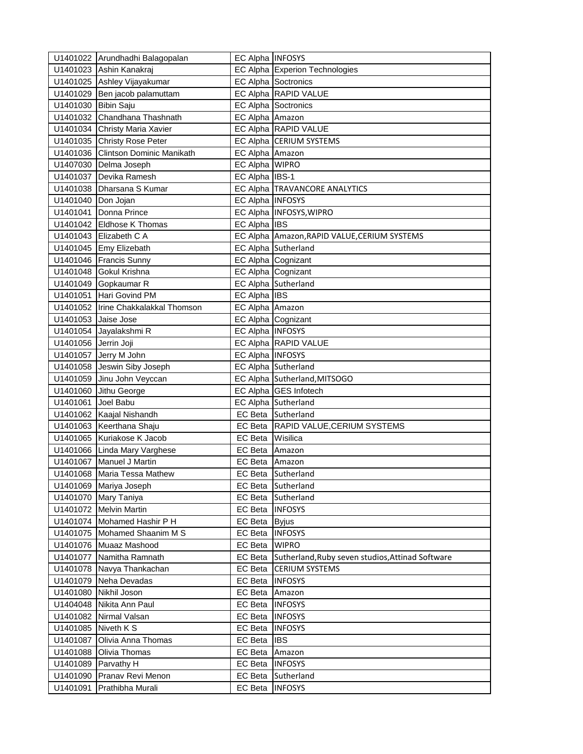| | | | |
|---|---|---|---|
| U1401022 | Arundhadhi Balagopalan | EC Alpha | INFOSYS |
| U1401023 | Ashin Kanakraj | EC Alpha | Experion Technologies |
| U1401025 | Ashley Vijayakumar | EC Alpha | Soctronics |
| U1401029 | Ben jacob palamuttam | EC Alpha | RAPID VALUE |
| U1401030 | Bibin Saju | EC Alpha | Soctronics |
| U1401032 | Chandhana Thashnath | EC Alpha | Amazon |
| U1401034 | Christy Maria Xavier | EC Alpha | RAPID VALUE |
| U1401035 | Christy Rose Peter | EC Alpha | CERIUM SYSTEMS |
| U1401036 | Clintson Dominic Manikath | EC Alpha | Amazon |
| U1407030 | Delma Joseph | EC Alpha | WIPRO |
| U1401037 | Devika Ramesh | EC Alpha | IBS-1 |
| U1401038 | Dharsana S Kumar | EC Alpha | TRAVANCORE ANALYTICS |
| U1401040 | Don Jojan | EC Alpha | INFOSYS |
| U1401041 | Donna Prince | EC Alpha | INFOSYS,WIPRO |
| U1401042 | Eldhose K Thomas | EC Alpha | IBS |
| U1401043 | Elizabeth C A | EC Alpha | Amazon,RAPID VALUE,CERIUM SYSTEMS |
| U1401045 | Emy Elizebath | EC Alpha | Sutherland |
| U1401046 | Francis Sunny | EC Alpha | Cognizant |
| U1401048 | Gokul Krishna | EC Alpha | Cognizant |
| U1401049 | Gopkaumar R | EC Alpha | Sutherland |
| U1401051 | Hari Govind PM | EC Alpha | IBS |
| U1401052 | Irine Chakkalakkal Thomson | EC Alpha | Amazon |
| U1401053 | Jaise Jose | EC Alpha | Cognizant |
| U1401054 | Jayalakshmi R | EC Alpha | INFOSYS |
| U1401056 | Jerrin Joji | EC Alpha | RAPID VALUE |
| U1401057 | Jerry M John | EC Alpha | INFOSYS |
| U1401058 | Jeswin Siby Joseph | EC Alpha | Sutherland |
| U1401059 | Jinu John Veyccan | EC Alpha | Sutherland,MITSOGO |
| U1401060 | Jithu George | EC Alpha | GES Infotech |
| U1401061 | Joel Babu | EC Alpha | Sutherland |
| U1401062 | Kaajal Nishandh | EC Beta | Sutherland |
| U1401063 | Keerthana Shaju | EC Beta | RAPID VALUE,CERIUM SYSTEMS |
| U1401065 | Kuriakose K Jacob | EC Beta | Wisilica |
| U1401066 | Linda Mary Varghese | EC Beta | Amazon |
| U1401067 | Manuel J Martin | EC Beta | Amazon |
| U1401068 | Maria Tessa Mathew | EC Beta | Sutherland |
| U1401069 | Mariya Joseph | EC Beta | Sutherland |
| U1401070 | Mary Taniya | EC Beta | Sutherland |
| U1401072 | Melvin Martin | EC Beta | INFOSYS |
| U1401074 | Mohamed Hashir P H | EC Beta | Byjus |
| U1401075 | Mohamed Shaanim M S | EC Beta | INFOSYS |
| U1401076 | Muaaz Mashood | EC Beta | WIPRO |
| U1401077 | Namitha Ramnath | EC Beta | Sutherland,Ruby seven studios,Attinad Software |
| U1401078 | Navya Thankachan | EC Beta | CERIUM SYSTEMS |
| U1401079 | Neha Devadas | EC Beta | INFOSYS |
| U1401080 | Nikhil Joson | EC Beta | Amazon |
| U1404048 | Nikita Ann Paul | EC Beta | INFOSYS |
| U1401082 | Nirmal Valsan | EC Beta | INFOSYS |
| U1401085 | Niveth K S | EC Beta | INFOSYS |
| U1401087 | Olivia Anna Thomas | EC Beta | IBS |
| U1401088 | Olivia Thomas | EC Beta | Amazon |
| U1401089 | Parvathy H | EC Beta | INFOSYS |
| U1401090 | Pranav Revi Menon | EC Beta | Sutherland |
| U1401091 | Prathibha Murali | EC Beta | INFOSYS |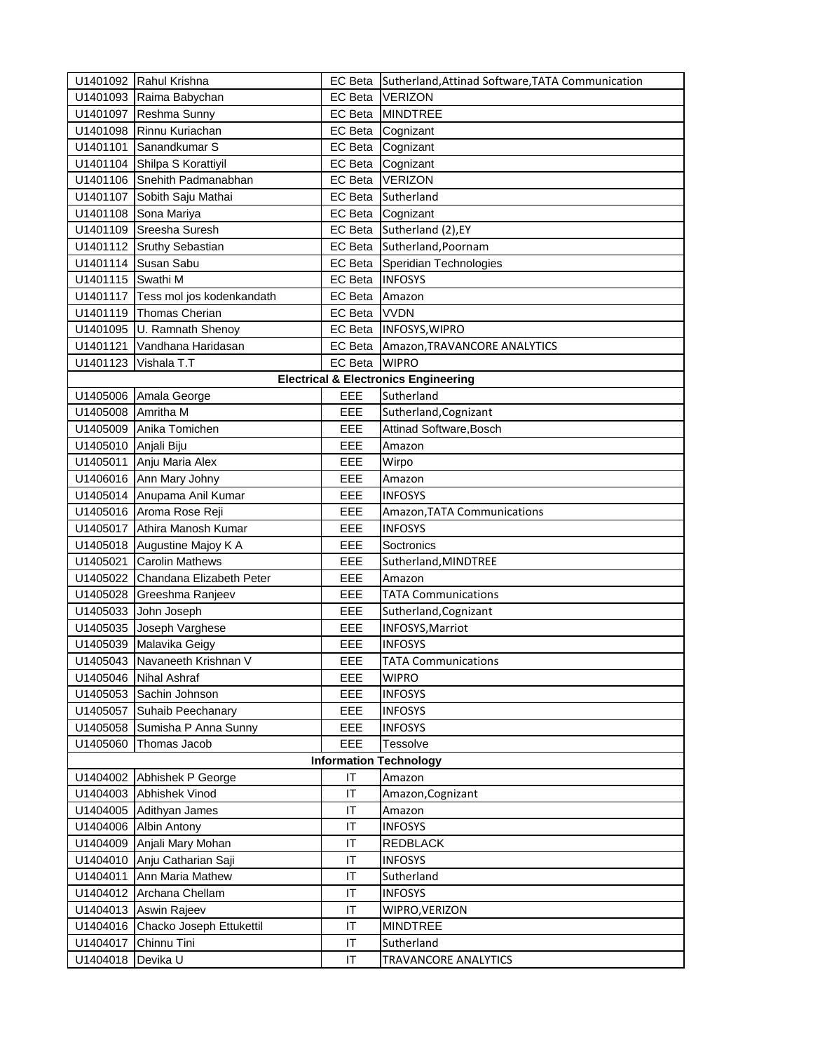| | | | |
|---|---|---|---|
| U1401092 | Rahul Krishna | EC Beta | Sutherland,Attinad Software,TATA Communication |
| U1401093 | Raima Babychan | EC Beta | VERIZON |
| U1401097 | Reshma Sunny | EC Beta | MINDTREE |
| U1401098 | Rinnu Kuriachan | EC Beta | Cognizant |
| U1401101 | Sanandkumar S | EC Beta | Cognizant |
| U1401104 | Shilpa S Korattiyil | EC Beta | Cognizant |
| U1401106 | Snehith Padmanabhan | EC Beta | VERIZON |
| U1401107 | Sobith Saju Mathai | EC Beta | Sutherland |
| U1401108 | Sona Mariya | EC Beta | Cognizant |
| U1401109 | Sreesha Suresh | EC Beta | Sutherland (2),EY |
| U1401112 | Sruthy Sebastian | EC Beta | Sutherland,Poornam |
| U1401114 | Susan Sabu | EC Beta | Speridian Technologies |
| U1401115 | Swathi M | EC Beta | INFOSYS |
| U1401117 | Tess mol jos kodenkandath | EC Beta | Amazon |
| U1401119 | Thomas Cherian | EC Beta | VVDN |
| U1401095 | U. Ramnath Shenoy | EC Beta | INFOSYS,WIPRO |
| U1401121 | Vandhana Haridasan | EC Beta | Amazon,TRAVANCORE ANALYTICS |
| U1401123 | Vishala T.T | EC Beta | WIPRO |
| | | **Electrical & Electronics Engineering** | |
| U1405006 | Amala George | EEE | Sutherland |
| U1405008 | Amritha M | EEE | Sutherland,Cognizant |
| U1405009 | Anika Tomichen | EEE | Attinad Software,Bosch |
| U1405010 | Anjali Biju | EEE | Amazon |
| U1405011 | Anju Maria Alex | EEE | Wirpo |
| U1406016 | Ann Mary Johny | EEE | Amazon |
| U1405014 | Anupama Anil Kumar | EEE | INFOSYS |
| U1405016 | Aroma Rose Reji | EEE | Amazon,TATA Communications |
| U1405017 | Athira Manosh Kumar | EEE | INFOSYS |
| U1405018 | Augustine Majoy K A | EEE | Soctronics |
| U1405021 | Carolin Mathews | EEE | Sutherland,MINDTREE |
| U1405022 | Chandana Elizabeth Peter | EEE | Amazon |
| U1405028 | Greeshma Ranjeev | EEE | TATA Communications |
| U1405033 | John Joseph | EEE | Sutherland,Cognizant |
| U1405035 | Joseph Varghese | EEE | INFOSYS,Marriot |
| U1405039 | Malavika Geigy | EEE | INFOSYS |
| U1405043 | Navaneeth Krishnan V | EEE | TATA Communications |
| U1405046 | Nihal Ashraf | EEE | WIPRO |
| U1405053 | Sachin Johnson | EEE | INFOSYS |
| U1405057 | Suhaib Peechanary | EEE | INFOSYS |
| U1405058 | Sumisha P Anna Sunny | EEE | INFOSYS |
| U1405060 | Thomas Jacob | EEE | Tessolve |
| | | **Information Technology** | |
| U1404002 | Abhishek P George | IT | Amazon |
| U1404003 | Abhishek Vinod | IT | Amazon,Cognizant |
| U1404005 | Adithyan James | IT | Amazon |
| U1404006 | Albin Antony | IT | INFOSYS |
| U1404009 | Anjali Mary Mohan | IT | REDBLACK |
| U1404010 | Anju Catharian Saji | IT | INFOSYS |
| U1404011 | Ann Maria Mathew | IT | Sutherland |
| U1404012 | Archana Chellam | IT | INFOSYS |
| U1404013 | Aswin Rajeev | IT | WIPRO,VERIZON |
| U1404016 | Chacko Joseph Ettukettil | IT | MINDTREE |
| U1404017 | Chinnu Tini | IT | Sutherland |
| U1404018 | Devika U | IT | TRAVANCORE ANALYTICS |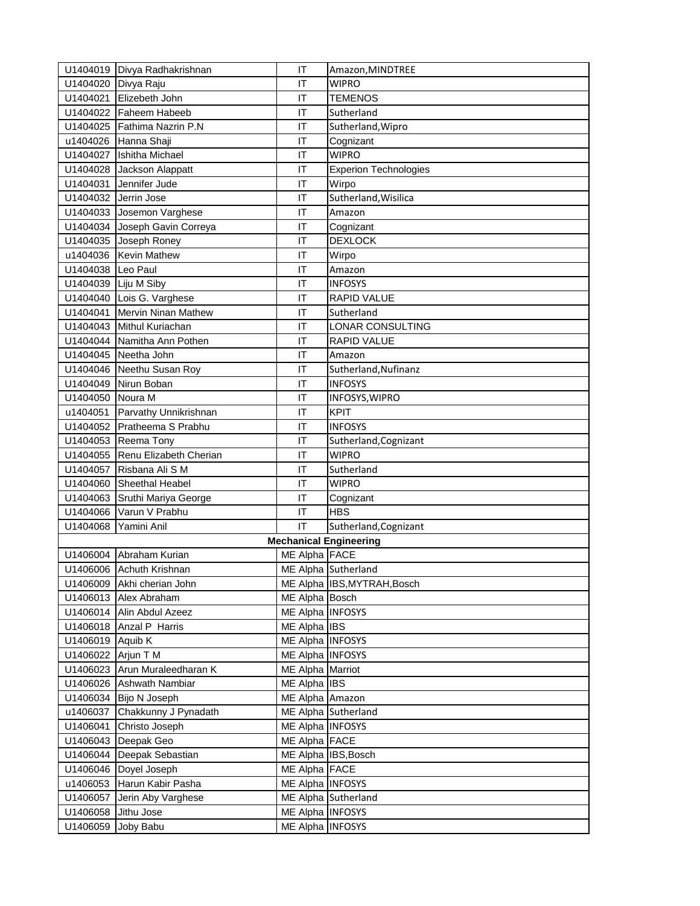| | | | |
|---|---|---|---|
| U1404019 | Divya Radhakrishnan | IT | Amazon,MINDTREE |
| U1404020 | Divya Raju | IT | WIPRO |
| U1404021 | Elizebeth John | IT | TEMENOS |
| U1404022 | Faheem Habeeb | IT | Sutherland |
| U1404025 | Fathima Nazrin P.N | IT | Sutherland,Wipro |
| u1404026 | Hanna Shaji | IT | Cognizant |
| U1404027 | Ishitha Michael | IT | WIPRO |
| U1404028 | Jackson Alappatt | IT | Experion Technologies |
| U1404031 | Jennifer Jude | IT | Wirpo |
| U1404032 | Jerrin Jose | IT | Sutherland,Wisilica |
| U1404033 | Josemon Varghese | IT | Amazon |
| U1404034 | Joseph Gavin Correya | IT | Cognizant |
| U1404035 | Joseph Roney | IT | DEXLOCK |
| u1404036 | Kevin Mathew | IT | Wirpo |
| U1404038 | Leo Paul | IT | Amazon |
| U1404039 | Liju M Siby | IT | INFOSYS |
| U1404040 | Lois G. Varghese | IT | RAPID VALUE |
| U1404041 | Mervin Ninan Mathew | IT | Sutherland |
| U1404043 | Mithul Kuriachan | IT | LONAR CONSULTING |
| U1404044 | Namitha Ann Pothen | IT | RAPID VALUE |
| U1404045 | Neetha John | IT | Amazon |
| U1404046 | Neethu Susan Roy | IT | Sutherland,Nufinanz |
| U1404049 | Nirun Boban | IT | INFOSYS |
| U1404050 | Noura M | IT | INFOSYS,WIPRO |
| u1404051 | Parvathy Unnikrishnan | IT | KPIT |
| U1404052 | Pratheema S Prabhu | IT | INFOSYS |
| U1404053 | Reema Tony | IT | Sutherland,Cognizant |
| U1404055 | Renu Elizabeth Cherian | IT | WIPRO |
| U1404057 | Risbana Ali S M | IT | Sutherland |
| U1404060 | Sheethal Heabel | IT | WIPRO |
| U1404063 | Sruthi Mariya George | IT | Cognizant |
| U1404066 | Varun V Prabhu | IT | HBS |
| U1404068 | Yamini Anil | IT | Sutherland,Cognizant |
| | **Mechanical Engineering** | | |
| U1406004 | Abraham Kurian | ME Alpha | FACE |
| U1406006 | Achuth Krishnan | ME Alpha | Sutherland |
| U1406009 | Akhi cherian John | ME Alpha | IBS,MYTRAH,Bosch |
| U1406013 | Alex Abraham | ME Alpha | Bosch |
| U1406014 | Alin Abdul Azeez | ME Alpha | INFOSYS |
| U1406018 | Anzal P Harris | ME Alpha | IBS |
| U1406019 | Aquib K | ME Alpha | INFOSYS |
| U1406022 | Arjun T M | ME Alpha | INFOSYS |
| U1406023 | Arun Muraleedharan K | ME Alpha | Marriot |
| U1406026 | Ashwath Nambiar | ME Alpha | IBS |
| U1406034 | Bijo N Joseph | ME Alpha | Amazon |
| u1406037 | Chakkunny J Pynadath | ME Alpha | Sutherland |
| U1406041 | Christo Joseph | ME Alpha | INFOSYS |
| U1406043 | Deepak Geo | ME Alpha | FACE |
| U1406044 | Deepak Sebastian | ME Alpha | IBS,Bosch |
| U1406046 | Doyel Joseph | ME Alpha | FACE |
| u1406053 | Harun Kabir Pasha | ME Alpha | INFOSYS |
| U1406057 | Jerin Aby Varghese | ME Alpha | Sutherland |
| U1406058 | Jithu Jose | ME Alpha | INFOSYS |
| U1406059 | Joby Babu | ME Alpha | INFOSYS |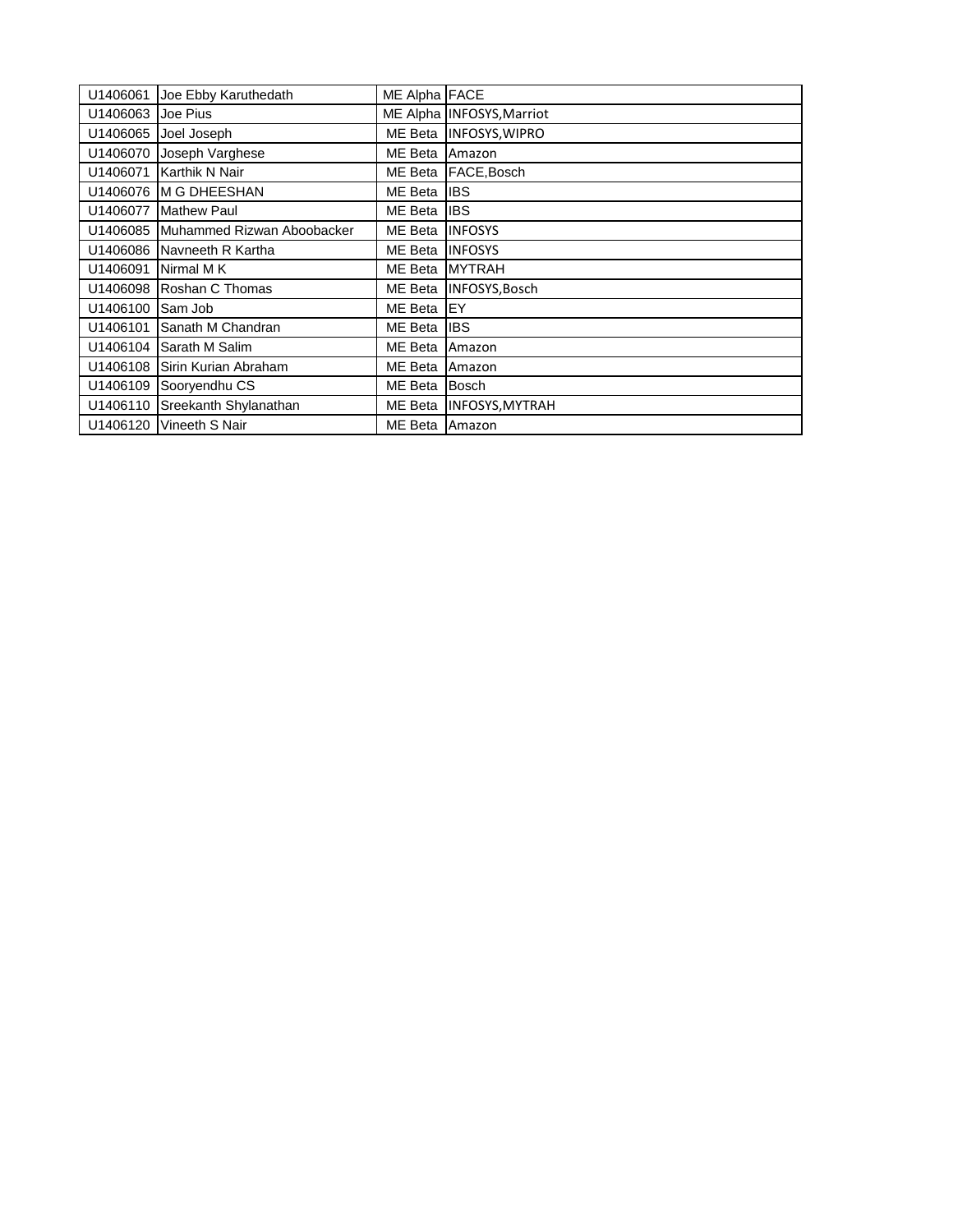| | | | |
|---|---|---|---|
| U1406061 | Joe Ebby Karuthedath | ME Alpha | FACE |
| U1406063 | Joe Pius | ME Alpha | INFOSYS,Marriot |
| U1406065 | Joel Joseph | ME Beta | INFOSYS,WIPRO |
| U1406070 | Joseph Varghese | ME Beta | Amazon |
| U1406071 | Karthik N Nair | ME Beta | FACE,Bosch |
| U1406076 | M G DHEESHAN | ME Beta | IBS |
| U1406077 | Mathew Paul | ME Beta | IBS |
| U1406085 | Muhammed Rizwan Aboobacker | ME Beta | INFOSYS |
| U1406086 | Navneeth R Kartha | ME Beta | INFOSYS |
| U1406091 | Nirmal M K | ME Beta | MYTRAH |
| U1406098 | Roshan C Thomas | ME Beta | INFOSYS,Bosch |
| U1406100 | Sam Job | ME Beta | EY |
| U1406101 | Sanath M Chandran | ME Beta | IBS |
| U1406104 | Sarath M Salim | ME Beta | Amazon |
| U1406108 | Sirin Kurian Abraham | ME Beta | Amazon |
| U1406109 | Sooryendhu CS | ME Beta | Bosch |
| U1406110 | Sreekanth Shylanathan | ME Beta | INFOSYS,MYTRAH |
| U1406120 | Vineeth S Nair | ME Beta | Amazon |